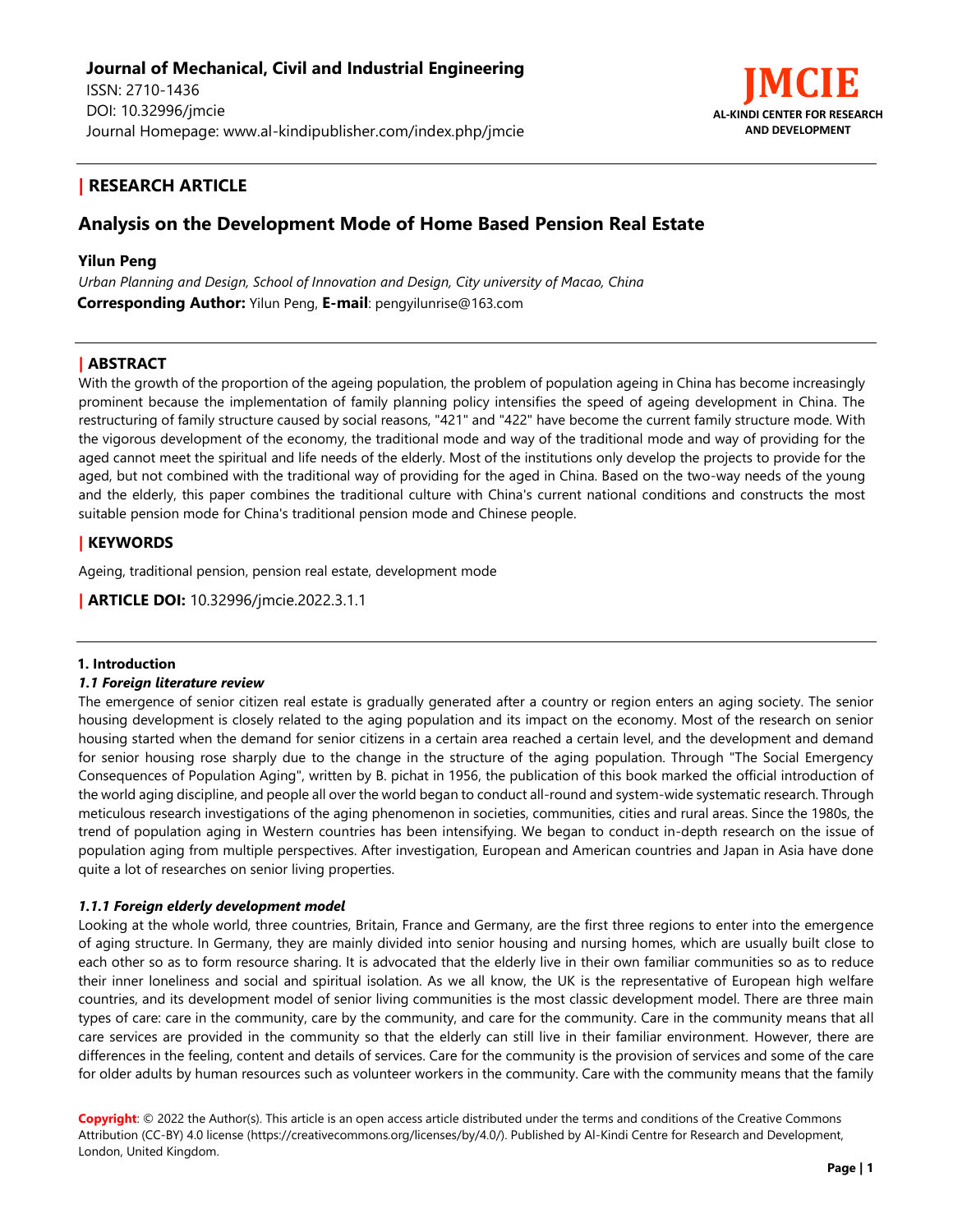**Journal of Mechanical, Civil and Industrial Engineering**
ISSN: 2710-1436
DOI: 10.32996/jmcie
Journal Homepage: www.al-kindipublisher.com/index.php/jmcie

**JMCIE**
**AL-KINDI CENTER FOR RESEARCH AND DEVELOPMENT**

## | RESEARCH ARTICLE

# Analysis on the Development Mode of Home Based Pension Real Estate

**Yilun Peng**

*Urban Planning and Design, School of Innovation and Design, City university of Macao, China*

**Corresponding Author:** Yilun Peng, **E-mail**: pengyilunrise@163.com

## | ABSTRACT

With the growth of the proportion of the ageing population, the problem of population ageing in China has become increasingly prominent because the implementation of family planning policy intensifies the speed of ageing development in China. The restructuring of family structure caused by social reasons, "421" and "422" have become the current family structure mode. With the vigorous development of the economy, the traditional mode and way of the traditional mode and way of providing for the aged cannot meet the spiritual and life needs of the elderly. Most of the institutions only develop the projects to provide for the aged, but not combined with the traditional way of providing for the aged in China. Based on the two-way needs of the young and the elderly, this paper combines the traditional culture with China's current national conditions and constructs the most suitable pension mode for China's traditional pension mode and Chinese people.

## | KEYWORDS

Ageing, traditional pension, pension real estate, development mode

**| ARTICLE DOI:** 10.32996/jmcie.2022.3.1.1

### 1. Introduction

#### *1.1 Foreign literature review*

The emergence of senior citizen real estate is gradually generated after a country or region enters an aging society. The senior housing development is closely related to the aging population and its impact on the economy. Most of the research on senior housing started when the demand for senior citizens in a certain area reached a certain level, and the development and demand for senior housing rose sharply due to the change in the structure of the aging population. Through "The Social Emergency Consequences of Population Aging", written by B. pichat in 1956, the publication of this book marked the official introduction of the world aging discipline, and people all over the world began to conduct all-round and system-wide systematic research. Through meticulous research investigations of the aging phenomenon in societies, communities, cities and rural areas. Since the 1980s, the trend of population aging in Western countries has been intensifying. We began to conduct in-depth research on the issue of population aging from multiple perspectives. After investigation, European and American countries and Japan in Asia have done quite a lot of researches on senior living properties.

#### *1.1.1 Foreign elderly development model*

Looking at the whole world, three countries, Britain, France and Germany, are the first three regions to enter into the emergence of aging structure. In Germany, they are mainly divided into senior housing and nursing homes, which are usually built close to each other so as to form resource sharing. It is advocated that the elderly live in their own familiar communities so as to reduce their inner loneliness and social and spiritual isolation. As we all know, the UK is the representative of European high welfare countries, and its development model of senior living communities is the most classic development model. There are three main types of care: care in the community, care by the community, and care for the community. Care in the community means that all care services are provided in the community so that the elderly can still live in their familiar environment. However, there are differences in the feeling, content and details of services. Care for the community is the provision of services and some of the care for older adults by human resources such as volunteer workers in the community. Care with the community means that the family

**Copyright**: © 2022 the Author(s). This article is an open access article distributed under the terms and conditions of the Creative Commons Attribution (CC-BY) 4.0 license (https://creativecommons.org/licenses/by/4.0/). Published by Al-Kindi Centre for Research and Development, London, United Kingdom.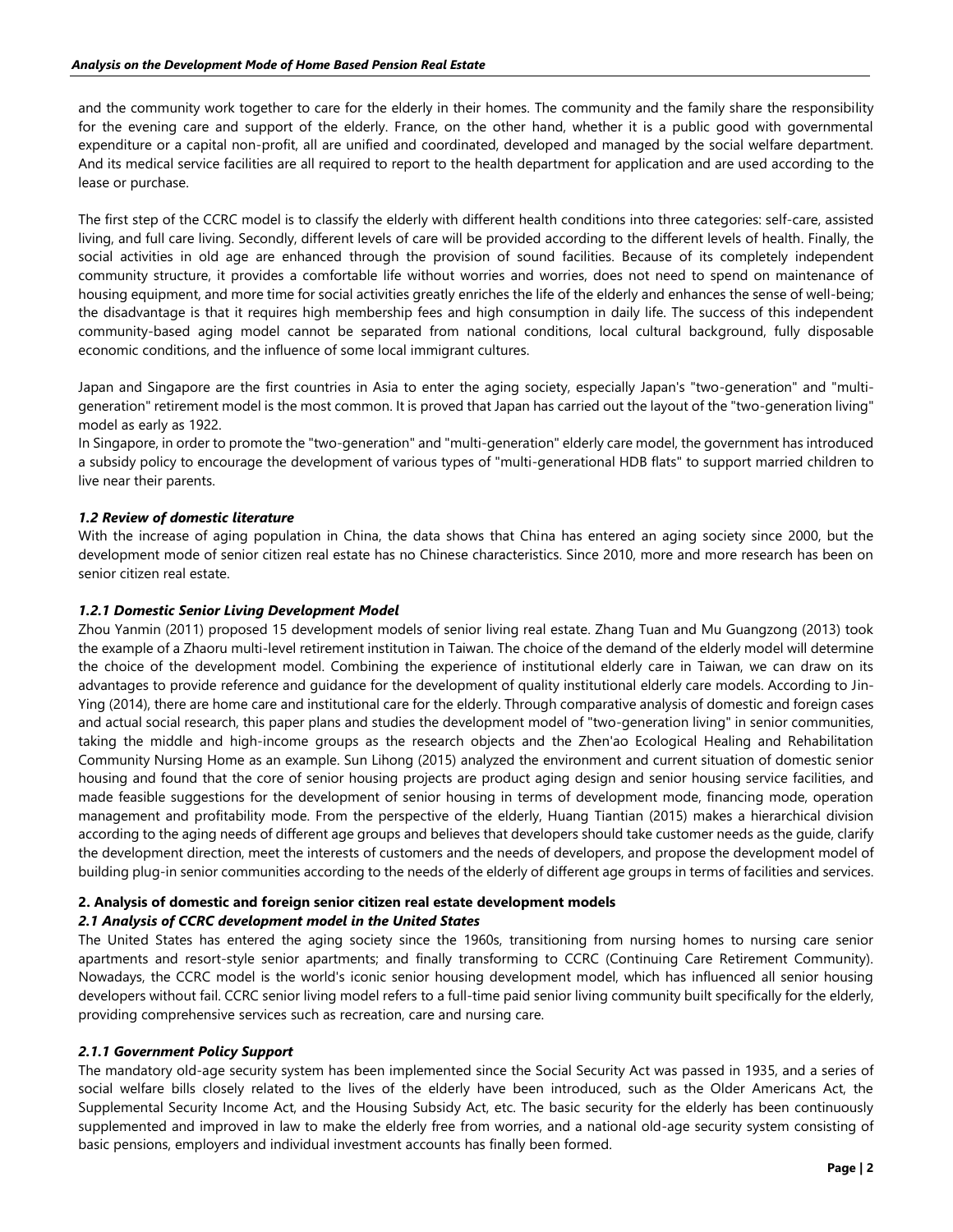and the community work together to care for the elderly in their homes. The community and the family share the responsibility for the evening care and support of the elderly. France, on the other hand, whether it is a public good with governmental expenditure or a capital non-profit, all are unified and coordinated, developed and managed by the social welfare department. And its medical service facilities are all required to report to the health department for application and are used according to the lease or purchase.

The first step of the CCRC model is to classify the elderly with different health conditions into three categories: self-care, assisted living, and full care living. Secondly, different levels of care will be provided according to the different levels of health. Finally, the social activities in old age are enhanced through the provision of sound facilities. Because of its completely independent community structure, it provides a comfortable life without worries and worries, does not need to spend on maintenance of housing equipment, and more time for social activities greatly enriches the life of the elderly and enhances the sense of well-being; the disadvantage is that it requires high membership fees and high consumption in daily life. The success of this independent community-based aging model cannot be separated from national conditions, local cultural background, fully disposable economic conditions, and the influence of some local immigrant cultures.

Japan and Singapore are the first countries in Asia to enter the aging society, especially Japan's "two-generation" and "multi-generation" retirement model is the most common. It is proved that Japan has carried out the layout of the "two-generation living" model as early as 1922.

In Singapore, in order to promote the "two-generation" and "multi-generation" elderly care model, the government has introduced a subsidy policy to encourage the development of various types of "multi-generational HDB flats" to support married children to live near their parents.

### *1.2 Review of domestic literature*

With the increase of aging population in China, the data shows that China has entered an aging society since 2000, but the development mode of senior citizen real estate has no Chinese characteristics. Since 2010, more and more research has been on senior citizen real estate.

#### *1.2.1 Domestic Senior Living Development Model*

Zhou Yanmin (2011) proposed 15 development models of senior living real estate. Zhang Tuan and Mu Guangzong (2013) took the example of a Zhaoru multi-level retirement institution in Taiwan. The choice of the demand of the elderly model will determine the choice of the development model. Combining the experience of institutional elderly care in Taiwan, we can draw on its advantages to provide reference and guidance for the development of quality institutional elderly care models. According to Jin-Ying (2014), there are home care and institutional care for the elderly. Through comparative analysis of domestic and foreign cases and actual social research, this paper plans and studies the development model of "two-generation living" in senior communities, taking the middle and high-income groups as the research objects and the Zhen'ao Ecological Healing and Rehabilitation Community Nursing Home as an example. Sun Lihong (2015) analyzed the environment and current situation of domestic senior housing and found that the core of senior housing projects are product aging design and senior housing service facilities, and made feasible suggestions for the development of senior housing in terms of development mode, financing mode, operation management and profitability mode. From the perspective of the elderly, Huang Tiantian (2015) makes a hierarchical division according to the aging needs of different age groups and believes that developers should take customer needs as the guide, clarify the development direction, meet the interests of customers and the needs of developers, and propose the development model of building plug-in senior communities according to the needs of the elderly of different age groups in terms of facilities and services.

## 2. Analysis of domestic and foreign senior citizen real estate development models

### *2.1 Analysis of CCRC development model in the United States*

The United States has entered the aging society since the 1960s, transitioning from nursing homes to nursing care senior apartments and resort-style senior apartments; and finally transforming to CCRC (Continuing Care Retirement Community). Nowadays, the CCRC model is the world's iconic senior housing development model, which has influenced all senior housing developers without fail. CCRC senior living model refers to a full-time paid senior living community built specifically for the elderly, providing comprehensive services such as recreation, care and nursing care.

#### *2.1.1 Government Policy Support*

The mandatory old-age security system has been implemented since the Social Security Act was passed in 1935, and a series of social welfare bills closely related to the lives of the elderly have been introduced, such as the Older Americans Act, the Supplemental Security Income Act, and the Housing Subsidy Act, etc. The basic security for the elderly has been continuously supplemented and improved in law to make the elderly free from worries, and a national old-age security system consisting of basic pensions, employers and individual investment accounts has finally been formed.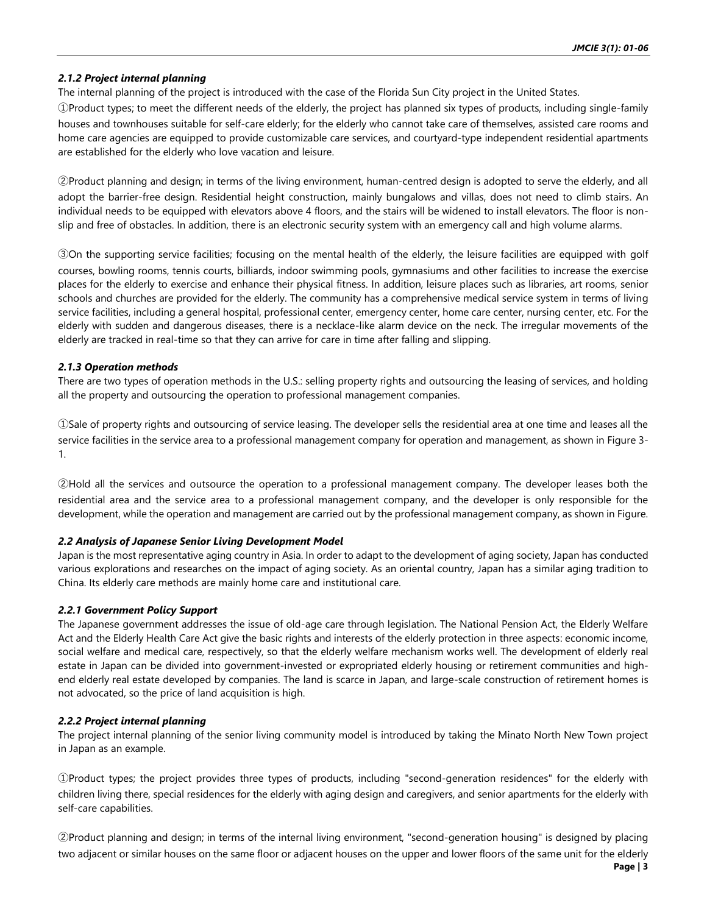#### *2.1.2 Project internal planning*

The internal planning of the project is introduced with the case of the Florida Sun City project in the United States.

①Product types; to meet the different needs of the elderly, the project has planned six types of products, including single-family houses and townhouses suitable for self-care elderly; for the elderly who cannot take care of themselves, assisted care rooms and home care agencies are equipped to provide customizable care services, and courtyard-type independent residential apartments are established for the elderly who love vacation and leisure.

②Product planning and design; in terms of the living environment, human-centred design is adopted to serve the elderly, and all adopt the barrier-free design. Residential height construction, mainly bungalows and villas, does not need to climb stairs. An individual needs to be equipped with elevators above 4 floors, and the stairs will be widened to install elevators. The floor is non-slip and free of obstacles. In addition, there is an electronic security system with an emergency call and high volume alarms.

③On the supporting service facilities; focusing on the mental health of the elderly, the leisure facilities are equipped with golf courses, bowling rooms, tennis courts, billiards, indoor swimming pools, gymnasiums and other facilities to increase the exercise places for the elderly to exercise and enhance their physical fitness. In addition, leisure places such as libraries, art rooms, senior schools and churches are provided for the elderly. The community has a comprehensive medical service system in terms of living service facilities, including a general hospital, professional center, emergency center, home care center, nursing center, etc. For the elderly with sudden and dangerous diseases, there is a necklace-like alarm device on the neck. The irregular movements of the elderly are tracked in real-time so that they can arrive for care in time after falling and slipping.

#### *2.1.3 Operation methods*

There are two types of operation methods in the U.S.: selling property rights and outsourcing the leasing of services, and holding all the property and outsourcing the operation to professional management companies.

①Sale of property rights and outsourcing of service leasing. The developer sells the residential area at one time and leases all the service facilities in the service area to a professional management company for operation and management, as shown in Figure 3-1.

②Hold all the services and outsource the operation to a professional management company. The developer leases both the residential area and the service area to a professional management company, and the developer is only responsible for the development, while the operation and management are carried out by the professional management company, as shown in Figure.

### *2.2 Analysis of Japanese Senior Living Development Model*

Japan is the most representative aging country in Asia. In order to adapt to the development of aging society, Japan has conducted various explorations and researches on the impact of aging society. As an oriental country, Japan has a similar aging tradition to China. Its elderly care methods are mainly home care and institutional care.

#### *2.2.1 Government Policy Support*

The Japanese government addresses the issue of old-age care through legislation. The National Pension Act, the Elderly Welfare Act and the Elderly Health Care Act give the basic rights and interests of the elderly protection in three aspects: economic income, social welfare and medical care, respectively, so that the elderly welfare mechanism works well. The development of elderly real estate in Japan can be divided into government-invested or expropriated elderly housing or retirement communities and high-end elderly real estate developed by companies. The land is scarce in Japan, and large-scale construction of retirement homes is not advocated, so the price of land acquisition is high.

#### *2.2.2 Project internal planning*

The project internal planning of the senior living community model is introduced by taking the Minato North New Town project in Japan as an example.

①Product types; the project provides three types of products, including "second-generation residences" for the elderly with children living there, special residences for the elderly with aging design and caregivers, and senior apartments for the elderly with self-care capabilities.

②Product planning and design; in terms of the internal living environment, "second-generation housing" is designed by placing two adjacent or similar houses on the same floor or adjacent houses on the upper and lower floors of the same unit for the elderly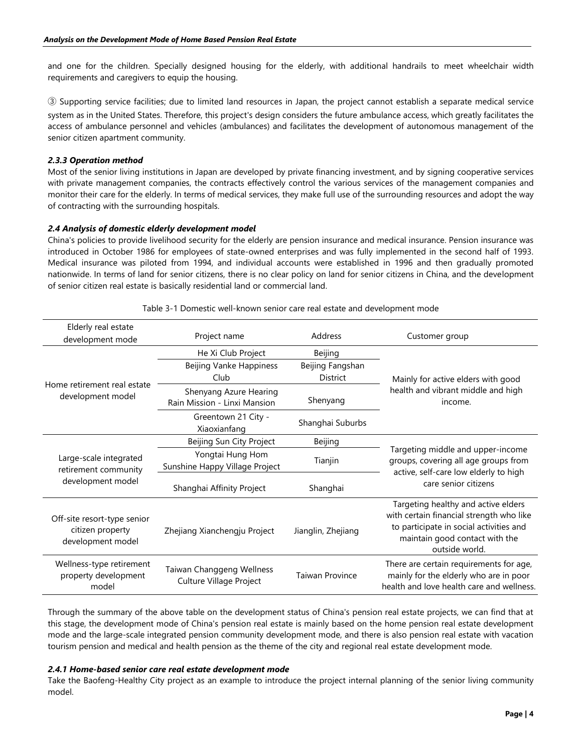and one for the children. Specially designed housing for the elderly, with additional handrails to meet wheelchair width requirements and caregivers to equip the housing.

③ Supporting service facilities; due to limited land resources in Japan, the project cannot establish a separate medical service system as in the United States. Therefore, this project's design considers the future ambulance access, which greatly facilitates the access of ambulance personnel and vehicles (ambulances) and facilitates the development of autonomous management of the senior citizen apartment community.

#### *2.3.3 Operation method*

Most of the senior living institutions in Japan are developed by private financing investment, and by signing cooperative services with private management companies, the contracts effectively control the various services of the management companies and monitor their care for the elderly. In terms of medical services, they make full use of the surrounding resources and adopt the way of contracting with the surrounding hospitals.

### *2.4 Analysis of domestic elderly development model*

China's policies to provide livelihood security for the elderly are pension insurance and medical insurance. Pension insurance was introduced in October 1986 for employees of state-owned enterprises and was fully implemented in the second half of 1993. Medical insurance was piloted from 1994, and individual accounts were established in 1996 and then gradually promoted nationwide. In terms of land for senior citizens, there is no clear policy on land for senior citizens in China, and the development of senior citizen real estate is basically residential land or commercial land.

Table 3-1 Domestic well-known senior care real estate and development mode

| Elderly real estate development mode | Project name | Address | Customer group |
|---|---|---|---|
| Home retirement real estate development model | He Xi Club Project | Beijing | Mainly for active elders with good health and vibrant middle and high income. |
| | Beijing Vanke Happiness Club | Beijing Fangshan District | |
| | Shenyang Azure Hearing Rain Mission - Linxi Mansion | Shenyang | |
| | Greentown 21 City - Xiaoxianfang | Shanghai Suburbs | |
| Large-scale integrated retirement community development model | Beijing Sun City Project | Beijing | Targeting middle and upper-income groups, covering all age groups from active, self-care low elderly to high care senior citizens |
| | Yongtai Hung Hom Sunshine Happy Village Project | Tianjin | |
| | Shanghai Affinity Project | Shanghai | |
| Off-site resort-type senior citizen property development model | Zhejiang Xianchengju Project | Jianglin, Zhejiang | Targeting healthy and active elders with certain financial strength who like to participate in social activities and maintain good contact with the outside world. |
| Wellness-type retirement property development model | Taiwan Changgeng Wellness Culture Village Project | Taiwan Province | There are certain requirements for age, mainly for the elderly who are in poor health and love health care and wellness. |

Through the summary of the above table on the development status of China's pension real estate projects, we can find that at this stage, the development mode of China's pension real estate is mainly based on the home pension real estate development mode and the large-scale integrated pension community development mode, and there is also pension real estate with vacation tourism pension and medical and health pension as the theme of the city and regional real estate development mode.

#### *2.4.1 Home-based senior care real estate development mode*

Take the Baofeng-Healthy City project as an example to introduce the project internal planning of the senior living community model.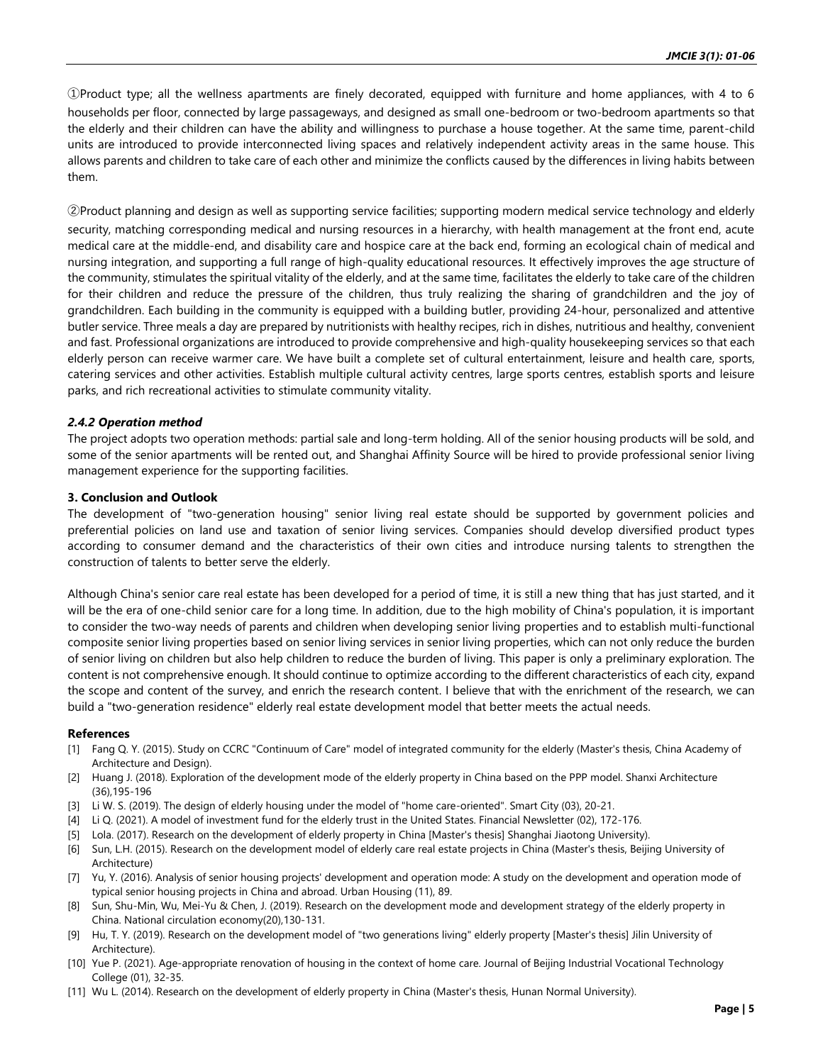①Product type; all the wellness apartments are finely decorated, equipped with furniture and home appliances, with 4 to 6 households per floor, connected by large passageways, and designed as small one-bedroom or two-bedroom apartments so that the elderly and their children can have the ability and willingness to purchase a house together. At the same time, parent-child units are introduced to provide interconnected living spaces and relatively independent activity areas in the same house. This allows parents and children to take care of each other and minimize the conflicts caused by the differences in living habits between them.

②Product planning and design as well as supporting service facilities; supporting modern medical service technology and elderly security, matching corresponding medical and nursing resources in a hierarchy, with health management at the front end, acute medical care at the middle-end, and disability care and hospice care at the back end, forming an ecological chain of medical and nursing integration, and supporting a full range of high-quality educational resources. It effectively improves the age structure of the community, stimulates the spiritual vitality of the elderly, and at the same time, facilitates the elderly to take care of the children for their children and reduce the pressure of the children, thus truly realizing the sharing of grandchildren and the joy of grandchildren. Each building in the community is equipped with a building butler, providing 24-hour, personalized and attentive butler service. Three meals a day are prepared by nutritionists with healthy recipes, rich in dishes, nutritious and healthy, convenient and fast. Professional organizations are introduced to provide comprehensive and high-quality housekeeping services so that each elderly person can receive warmer care. We have built a complete set of cultural entertainment, leisure and health care, sports, catering services and other activities. Establish multiple cultural activity centres, large sports centres, establish sports and leisure parks, and rich recreational activities to stimulate community vitality.

### *2.4.2 Operation method*

The project adopts two operation methods: partial sale and long-term holding. All of the senior housing products will be sold, and some of the senior apartments will be rented out, and Shanghai Affinity Source will be hired to provide professional senior living management experience for the supporting facilities.

## 3. Conclusion and Outlook

The development of "two-generation housing" senior living real estate should be supported by government policies and preferential policies on land use and taxation of senior living services. Companies should develop diversified product types according to consumer demand and the characteristics of their own cities and introduce nursing talents to strengthen the construction of talents to better serve the elderly.

Although China's senior care real estate has been developed for a period of time, it is still a new thing that has just started, and it will be the era of one-child senior care for a long time. In addition, due to the high mobility of China's population, it is important to consider the two-way needs of parents and children when developing senior living properties and to establish multi-functional composite senior living properties based on senior living services in senior living properties, which can not only reduce the burden of senior living on children but also help children to reduce the burden of living. This paper is only a preliminary exploration. The content is not comprehensive enough. It should continue to optimize according to the different characteristics of each city, expand the scope and content of the survey, and enrich the research content. I believe that with the enrichment of the research, we can build a "two-generation residence" elderly real estate development model that better meets the actual needs.

## References

[1] Fang Q. Y. (2015). Study on CCRC "Continuum of Care" model of integrated community for the elderly (Master's thesis, China Academy of Architecture and Design).

[2] Huang J. (2018). Exploration of the development mode of the elderly property in China based on the PPP model. Shanxi Architecture (36),195-196

[3] Li W. S. (2019). The design of elderly housing under the model of "home care-oriented". Smart City (03), 20-21.

[4] Li Q. (2021). A model of investment fund for the elderly trust in the United States. Financial Newsletter (02), 172-176.

[5] Lola. (2017). Research on the development of elderly property in China [Master's thesis] Shanghai Jiaotong University).

[6] Sun, L.H. (2015). Research on the development model of elderly care real estate projects in China (Master's thesis, Beijing University of Architecture)

[7] Yu, Y. (2016). Analysis of senior housing projects' development and operation mode: A study on the development and operation mode of typical senior housing projects in China and abroad. Urban Housing (11), 89.

[8] Sun, Shu-Min, Wu, Mei-Yu & Chen, J. (2019). Research on the development mode and development strategy of the elderly property in China. National circulation economy(20),130-131.

[9] Hu, T. Y. (2019). Research on the development model of "two generations living" elderly property [Master's thesis] Jilin University of Architecture).

[10] Yue P. (2021). Age-appropriate renovation of housing in the context of home care. Journal of Beijing Industrial Vocational Technology College (01), 32-35.

[11] Wu L. (2014). Research on the development of elderly property in China (Master's thesis, Hunan Normal University).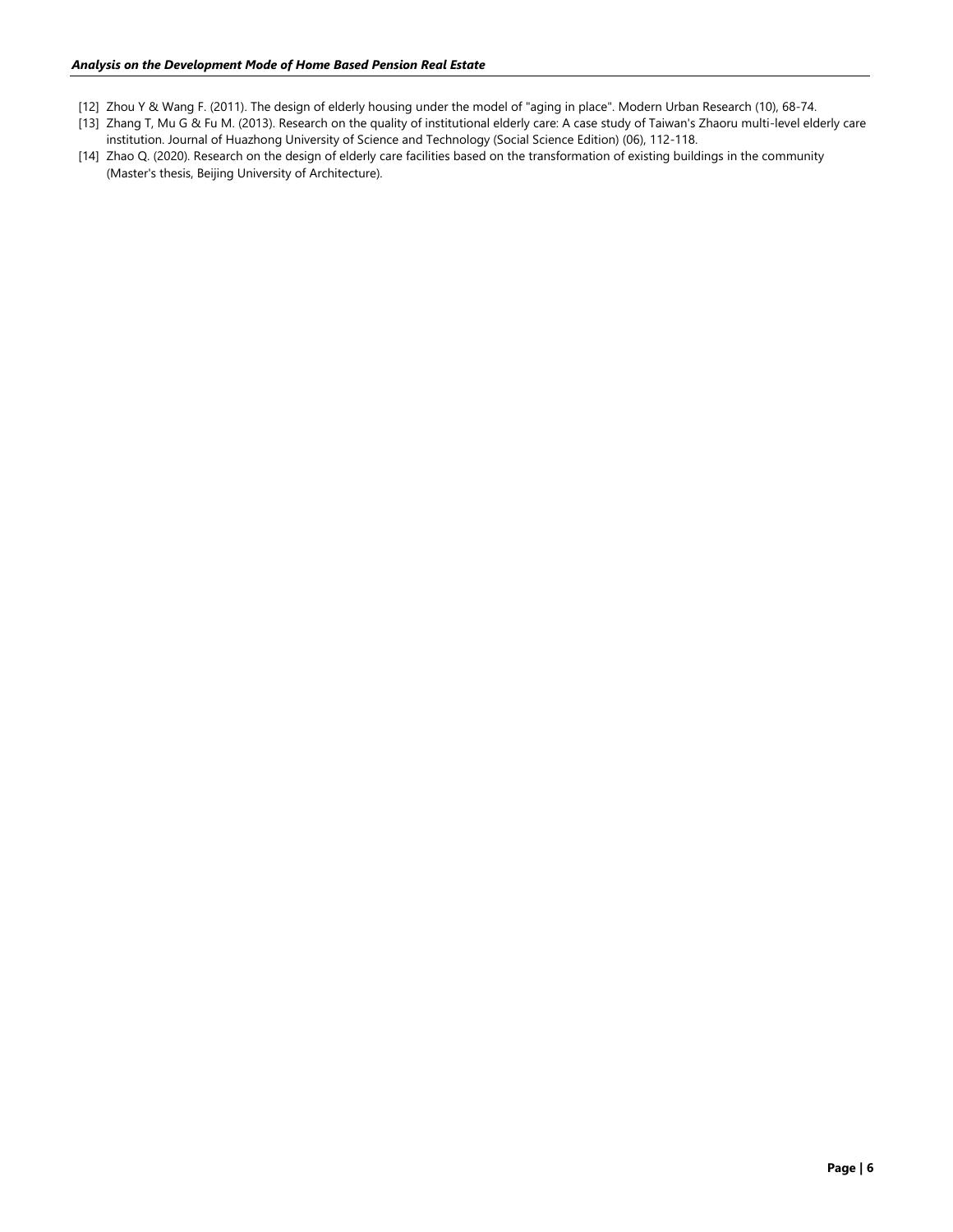[12] Zhou Y & Wang F. (2011). The design of elderly housing under the model of "aging in place". Modern Urban Research (10), 68-74.

[13] Zhang T, Mu G & Fu M. (2013). Research on the quality of institutional elderly care: A case study of Taiwan's Zhaoru multi-level elderly care institution. Journal of Huazhong University of Science and Technology (Social Science Edition) (06), 112-118.

[14] Zhao Q. (2020). Research on the design of elderly care facilities based on the transformation of existing buildings in the community (Master's thesis, Beijing University of Architecture).